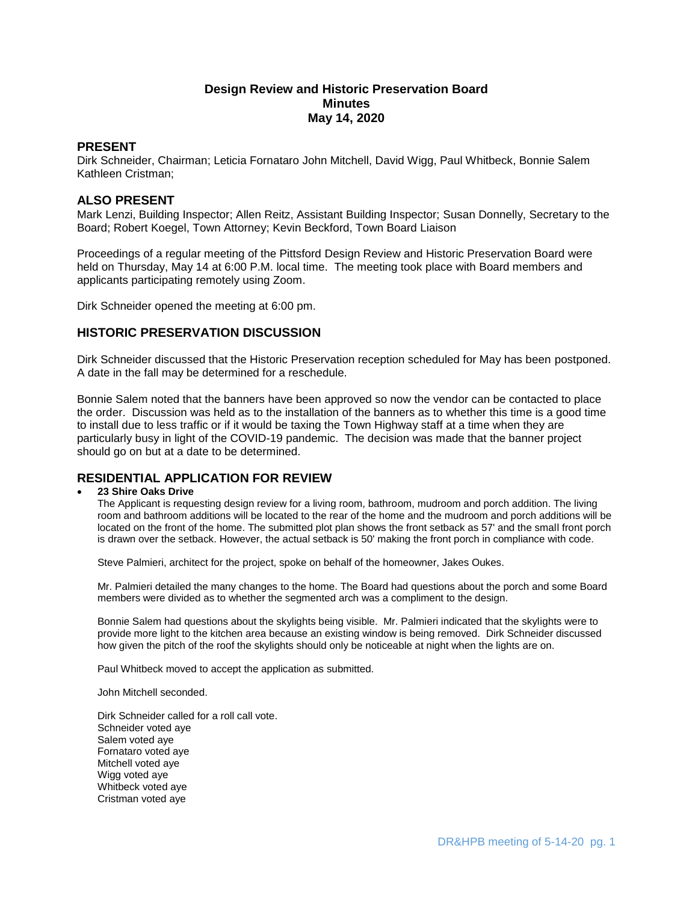# Design Review and Historic Preservation Board
# Minutes
# May 14, 2020

## PRESENT

Dirk Schneider, Chairman; Leticia Fornataro John Mitchell, David Wigg, Paul Whitbeck, Bonnie Salem Kathleen Cristman;

## ALSO PRESENT

Mark Lenzi, Building Inspector; Allen Reitz, Assistant Building Inspector; Susan Donnelly, Secretary to the Board; Robert Koegel, Town Attorney; Kevin Beckford, Town Board Liaison

Proceedings of a regular meeting of the Pittsford Design Review and Historic Preservation Board were held on Thursday, May 14 at 6:00 P.M. local time. The meeting took place with Board members and applicants participating remotely using Zoom.

Dirk Schneider opened the meeting at 6:00 pm.

## HISTORIC PRESERVATION DISCUSSION

Dirk Schneider discussed that the Historic Preservation reception scheduled for May has been postponed. A date in the fall may be determined for a reschedule.

Bonnie Salem noted that the banners have been approved so now the vendor can be contacted to place the order. Discussion was held as to the installation of the banners as to whether this time is a good time to install due to less traffic or if it would be taxing the Town Highway staff at a time when they are particularly busy in light of the COVID-19 pandemic. The decision was made that the banner project should go on but at a date to be determined.

## RESIDENTIAL APPLICATION FOR REVIEW

- **23 Shire Oaks Drive**

  The Applicant is requesting design review for a living room, bathroom, mudroom and porch addition. The living room and bathroom additions will be located to the rear of the home and the mudroom and porch additions will be located on the front of the home. The submitted plot plan shows the front setback as 57' and the small front porch is drawn over the setback. However, the actual setback is 50' making the front porch in compliance with code.

  Steve Palmieri, architect for the project, spoke on behalf of the homeowner, Jakes Oukes.

  Mr. Palmieri detailed the many changes to the home. The Board had questions about the porch and some Board members were divided as to whether the segmented arch was a compliment to the design.

  Bonnie Salem had questions about the skylights being visible. Mr. Palmieri indicated that the skylights were to provide more light to the kitchen area because an existing window is being removed. Dirk Schneider discussed how given the pitch of the roof the skylights should only be noticeable at night when the lights are on.

  Paul Whitbeck moved to accept the application as submitted.

  John Mitchell seconded.

  Dirk Schneider called for a roll call vote.
  Schneider voted aye
  Salem voted aye
  Fornataro voted aye
  Mitchell voted aye
  Wigg voted aye
  Whitbeck voted aye
  Cristman voted aye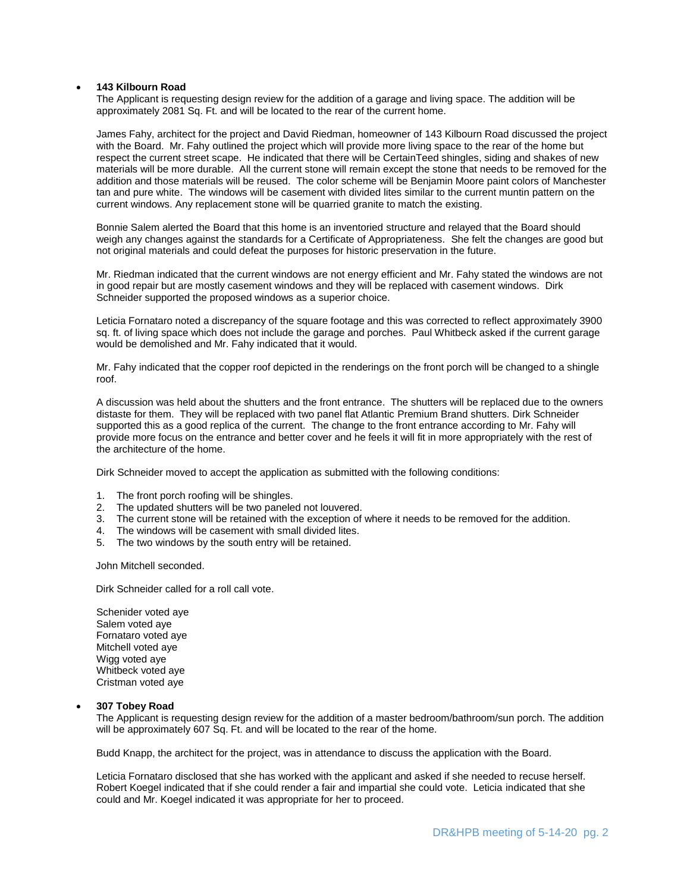- **143 Kilbourn Road**

  The Applicant is requesting design review for the addition of a garage and living space. The addition will be approximately 2081 Sq. Ft. and will be located to the rear of the current home.

  James Fahy, architect for the project and David Riedman, homeowner of 143 Kilbourn Road discussed the project with the Board. Mr. Fahy outlined the project which will provide more living space to the rear of the home but respect the current street scape. He indicated that there will be CertainTeed shingles, siding and shakes of new materials will be more durable. All the current stone will remain except the stone that needs to be removed for the addition and those materials will be reused. The color scheme will be Benjamin Moore paint colors of Manchester tan and pure white. The windows will be casement with divided lites similar to the current muntin pattern on the current windows. Any replacement stone will be quarried granite to match the existing.

  Bonnie Salem alerted the Board that this home is an inventoried structure and relayed that the Board should weigh any changes against the standards for a Certificate of Appropriateness. She felt the changes are good but not original materials and could defeat the purposes for historic preservation in the future.

  Mr. Riedman indicated that the current windows are not energy efficient and Mr. Fahy stated the windows are not in good repair but are mostly casement windows and they will be replaced with casement windows. Dirk Schneider supported the proposed windows as a superior choice.

  Leticia Fornataro noted a discrepancy of the square footage and this was corrected to reflect approximately 3900 sq. ft. of living space which does not include the garage and porches. Paul Whitbeck asked if the current garage would be demolished and Mr. Fahy indicated that it would.

  Mr. Fahy indicated that the copper roof depicted in the renderings on the front porch will be changed to a shingle roof.

  A discussion was held about the shutters and the front entrance. The shutters will be replaced due to the owners distaste for them. They will be replaced with two panel flat Atlantic Premium Brand shutters. Dirk Schneider supported this as a good replica of the current. The change to the front entrance according to Mr. Fahy will provide more focus on the entrance and better cover and he feels it will fit in more appropriately with the rest of the architecture of the home.

  Dirk Schneider moved to accept the application as submitted with the following conditions:

  1. The front porch roofing will be shingles.
  2. The updated shutters will be two paneled not louvered.
  3. The current stone will be retained with the exception of where it needs to be removed for the addition.
  4. The windows will be casement with small divided lites.
  5. The two windows by the south entry will be retained.

  John Mitchell seconded.

  Dirk Schneider called for a roll call vote.

  Schenider voted aye
  Salem voted aye
  Fornataro voted aye
  Mitchell voted aye
  Wigg voted aye
  Whitbeck voted aye
  Cristman voted aye

- **307 Tobey Road**

  The Applicant is requesting design review for the addition of a master bedroom/bathroom/sun porch. The addition will be approximately 607 Sq. Ft. and will be located to the rear of the home.

  Budd Knapp, the architect for the project, was in attendance to discuss the application with the Board.

  Leticia Fornataro disclosed that she has worked with the applicant and asked if she needed to recuse herself. Robert Koegel indicated that if she could render a fair and impartial she could vote. Leticia indicated that she could and Mr. Koegel indicated it was appropriate for her to proceed.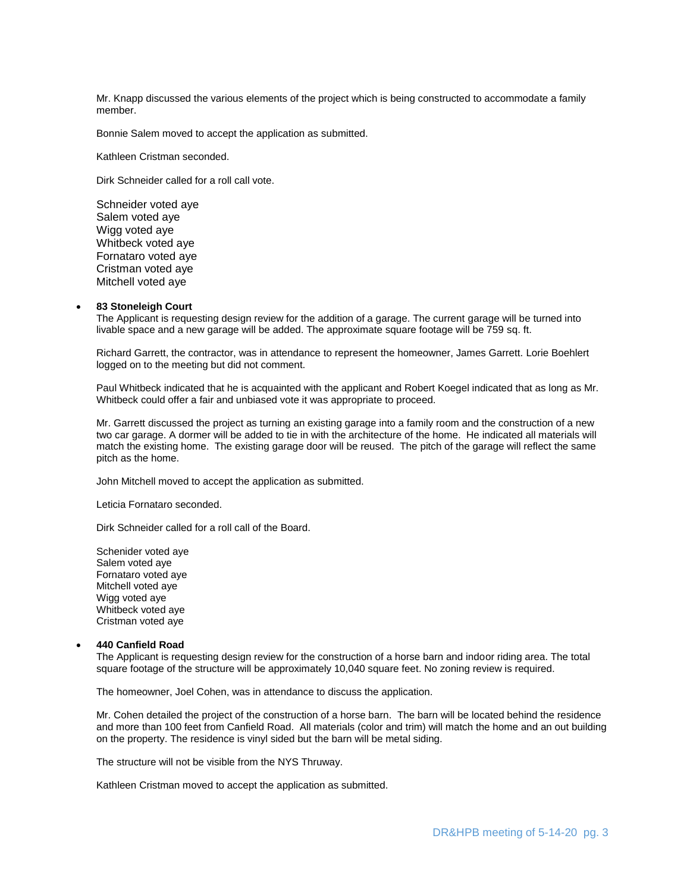Mr. Knapp discussed the various elements of the project which is being constructed to accommodate a family member.

Bonnie Salem moved to accept the application as submitted.

Kathleen Cristman seconded.

Dirk Schneider called for a roll call vote.

Schneider voted aye
Salem voted aye
Wigg voted aye
Whitbeck voted aye
Fornataro voted aye
Cristman voted aye
Mitchell voted aye

- **83 Stoneleigh Court**
  The Applicant is requesting design review for the addition of a garage. The current garage will be turned into livable space and a new garage will be added. The approximate square footage will be 759 sq. ft.

  Richard Garrett, the contractor, was in attendance to represent the homeowner, James Garrett. Lorie Boehlert logged on to the meeting but did not comment.

  Paul Whitbeck indicated that he is acquainted with the applicant and Robert Koegel indicated that as long as Mr. Whitbeck could offer a fair and unbiased vote it was appropriate to proceed.

  Mr. Garrett discussed the project as turning an existing garage into a family room and the construction of a new two car garage. A dormer will be added to tie in with the architecture of the home. He indicated all materials will match the existing home. The existing garage door will be reused. The pitch of the garage will reflect the same pitch as the home.

  John Mitchell moved to accept the application as submitted.

  Leticia Fornataro seconded.

  Dirk Schneider called for a roll call of the Board.

  Schenider voted aye
  Salem voted aye
  Fornataro voted aye
  Mitchell voted aye
  Wigg voted aye
  Whitbeck voted aye
  Cristman voted aye

- **440 Canfield Road**
  The Applicant is requesting design review for the construction of a horse barn and indoor riding area. The total square footage of the structure will be approximately 10,040 square feet. No zoning review is required.

  The homeowner, Joel Cohen, was in attendance to discuss the application.

  Mr. Cohen detailed the project of the construction of a horse barn. The barn will be located behind the residence and more than 100 feet from Canfield Road. All materials (color and trim) will match the home and an out building on the property. The residence is vinyl sided but the barn will be metal siding.

  The structure will not be visible from the NYS Thruway.

  Kathleen Cristman moved to accept the application as submitted.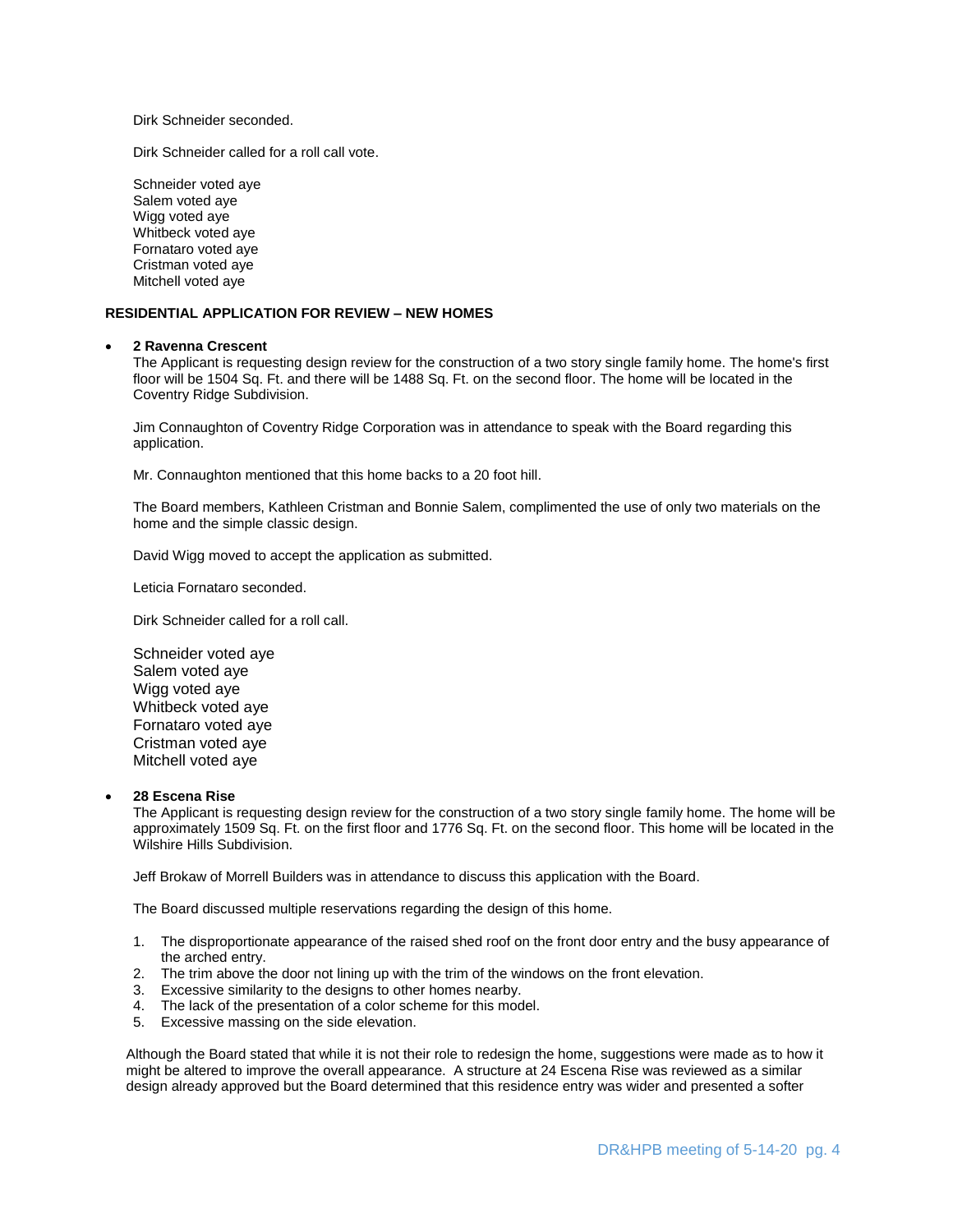Dirk Schneider seconded.

Dirk Schneider called for a roll call vote.

Schneider voted aye
Salem voted aye
Wigg voted aye
Whitbeck voted aye
Fornataro voted aye
Cristman voted aye
Mitchell voted aye

**RESIDENTIAL APPLICATION FOR REVIEW – NEW HOMES**

- **2 Ravenna Crescent**
  The Applicant is requesting design review for the construction of a two story single family home. The home's first floor will be 1504 Sq. Ft. and there will be 1488 Sq. Ft. on the second floor. The home will be located in the Coventry Ridge Subdivision.

  Jim Connaughton of Coventry Ridge Corporation was in attendance to speak with the Board regarding this application.

  Mr. Connaughton mentioned that this home backs to a 20 foot hill.

  The Board members, Kathleen Cristman and Bonnie Salem, complimented the use of only two materials on the home and the simple classic design.

  David Wigg moved to accept the application as submitted.

  Leticia Fornataro seconded.

  Dirk Schneider called for a roll call.

  Schneider voted aye
  Salem voted aye
  Wigg voted aye
  Whitbeck voted aye
  Fornataro voted aye
  Cristman voted aye
  Mitchell voted aye

- **28 Escena Rise**
  The Applicant is requesting design review for the construction of a two story single family home. The home will be approximately 1509 Sq. Ft. on the first floor and 1776 Sq. Ft. on the second floor. This home will be located in the Wilshire Hills Subdivision.

  Jeff Brokaw of Morrell Builders was in attendance to discuss this application with the Board.

  The Board discussed multiple reservations regarding the design of this home.

  1. The disproportionate appearance of the raised shed roof on the front door entry and the busy appearance of the arched entry.
  2. The trim above the door not lining up with the trim of the windows on the front elevation.
  3. Excessive similarity to the designs to other homes nearby.
  4. The lack of the presentation of a color scheme for this model.
  5. Excessive massing on the side elevation.

Although the Board stated that while it is not their role to redesign the home, suggestions were made as to how it might be altered to improve the overall appearance. A structure at 24 Escena Rise was reviewed as a similar design already approved but the Board determined that this residence entry was wider and presented a softer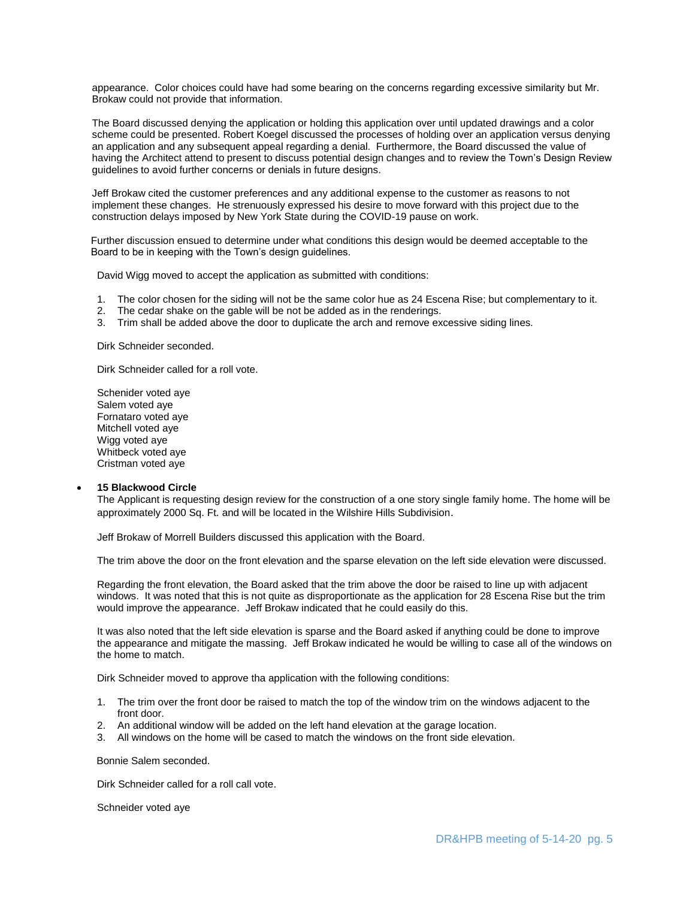appearance. Color choices could have had some bearing on the concerns regarding excessive similarity but Mr. Brokaw could not provide that information.

The Board discussed denying the application or holding this application over until updated drawings and a color scheme could be presented. Robert Koegel discussed the processes of holding over an application versus denying an application and any subsequent appeal regarding a denial. Furthermore, the Board discussed the value of having the Architect attend to present to discuss potential design changes and to review the Town's Design Review guidelines to avoid further concerns or denials in future designs.

Jeff Brokaw cited the customer preferences and any additional expense to the customer as reasons to not implement these changes. He strenuously expressed his desire to move forward with this project due to the construction delays imposed by New York State during the COVID-19 pause on work.

Further discussion ensued to determine under what conditions this design would be deemed acceptable to the Board to be in keeping with the Town's design guidelines.

David Wigg moved to accept the application as submitted with conditions:

1. The color chosen for the siding will not be the same color hue as 24 Escena Rise; but complementary to it.
2. The cedar shake on the gable will be not be added as in the renderings.
3. Trim shall be added above the door to duplicate the arch and remove excessive siding lines.

Dirk Schneider seconded.

Dirk Schneider called for a roll vote.

Schenider voted aye
Salem voted aye
Fornataro voted aye
Mitchell voted aye
Wigg voted aye
Whitbeck voted aye
Cristman voted aye

- **15 Blackwood Circle**
  The Applicant is requesting design review for the construction of a one story single family home. The home will be approximately 2000 Sq. Ft. and will be located in the Wilshire Hills Subdivision.

Jeff Brokaw of Morrell Builders discussed this application with the Board.

The trim above the door on the front elevation and the sparse elevation on the left side elevation were discussed.

Regarding the front elevation, the Board asked that the trim above the door be raised to line up with adjacent windows. It was noted that this is not quite as disproportionate as the application for 28 Escena Rise but the trim would improve the appearance. Jeff Brokaw indicated that he could easily do this.

It was also noted that the left side elevation is sparse and the Board asked if anything could be done to improve the appearance and mitigate the massing. Jeff Brokaw indicated he would be willing to case all of the windows on the home to match.

Dirk Schneider moved to approve tha application with the following conditions:

1. The trim over the front door be raised to match the top of the window trim on the windows adjacent to the front door.
2. An additional window will be added on the left hand elevation at the garage location.
3. All windows on the home will be cased to match the windows on the front side elevation.

Bonnie Salem seconded.

Dirk Schneider called for a roll call vote.

Schneider voted aye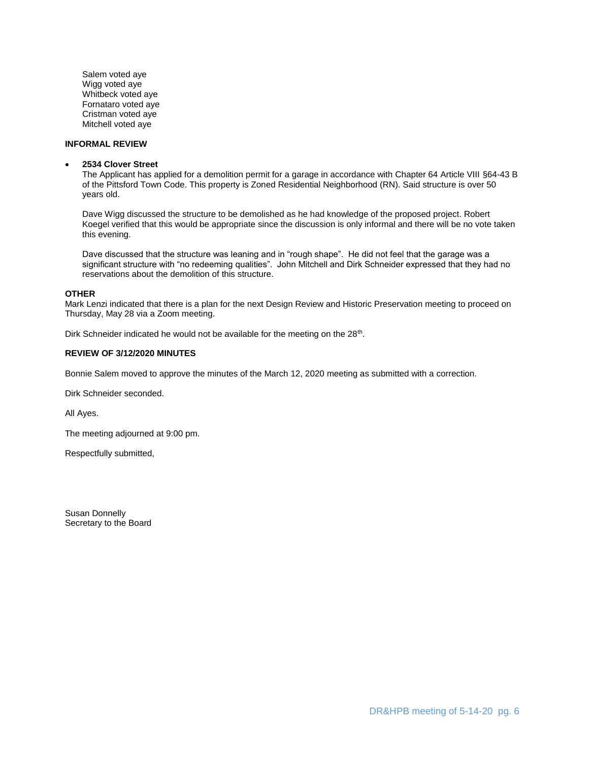Salem voted aye
Wigg voted aye
Whitbeck voted aye
Fornataro voted aye
Cristman voted aye
Mitchell voted aye

**INFORMAL REVIEW**

- **2534 Clover Street**
  The Applicant has applied for a demolition permit for a garage in accordance with Chapter 64 Article VIII §64-43 B of the Pittsford Town Code. This property is Zoned Residential Neighborhood (RN). Said structure is over 50 years old.

  Dave Wigg discussed the structure to be demolished as he had knowledge of the proposed project. Robert Koegel verified that this would be appropriate since the discussion is only informal and there will be no vote taken this evening.

  Dave discussed that the structure was leaning and in "rough shape". He did not feel that the garage was a significant structure with "no redeeming qualities". John Mitchell and Dirk Schneider expressed that they had no reservations about the demolition of this structure.

**OTHER**

Mark Lenzi indicated that there is a plan for the next Design Review and Historic Preservation meeting to proceed on Thursday, May 28 via a Zoom meeting.

Dirk Schneider indicated he would not be available for the meeting on the 28th.

**REVIEW OF 3/12/2020 MINUTES**

Bonnie Salem moved to approve the minutes of the March 12, 2020 meeting as submitted with a correction.

Dirk Schneider seconded.

All Ayes.

The meeting adjourned at 9:00 pm.

Respectfully submitted,

Susan Donnelly
Secretary to the Board